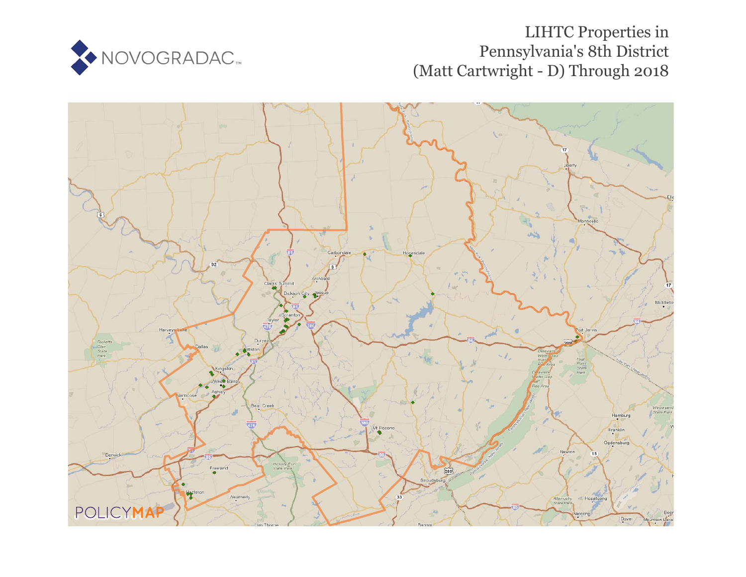NOVOGRADAC

# LIHTC Properties in Pennsylvania's 8th District (Matt Cartwright - D) Through 2018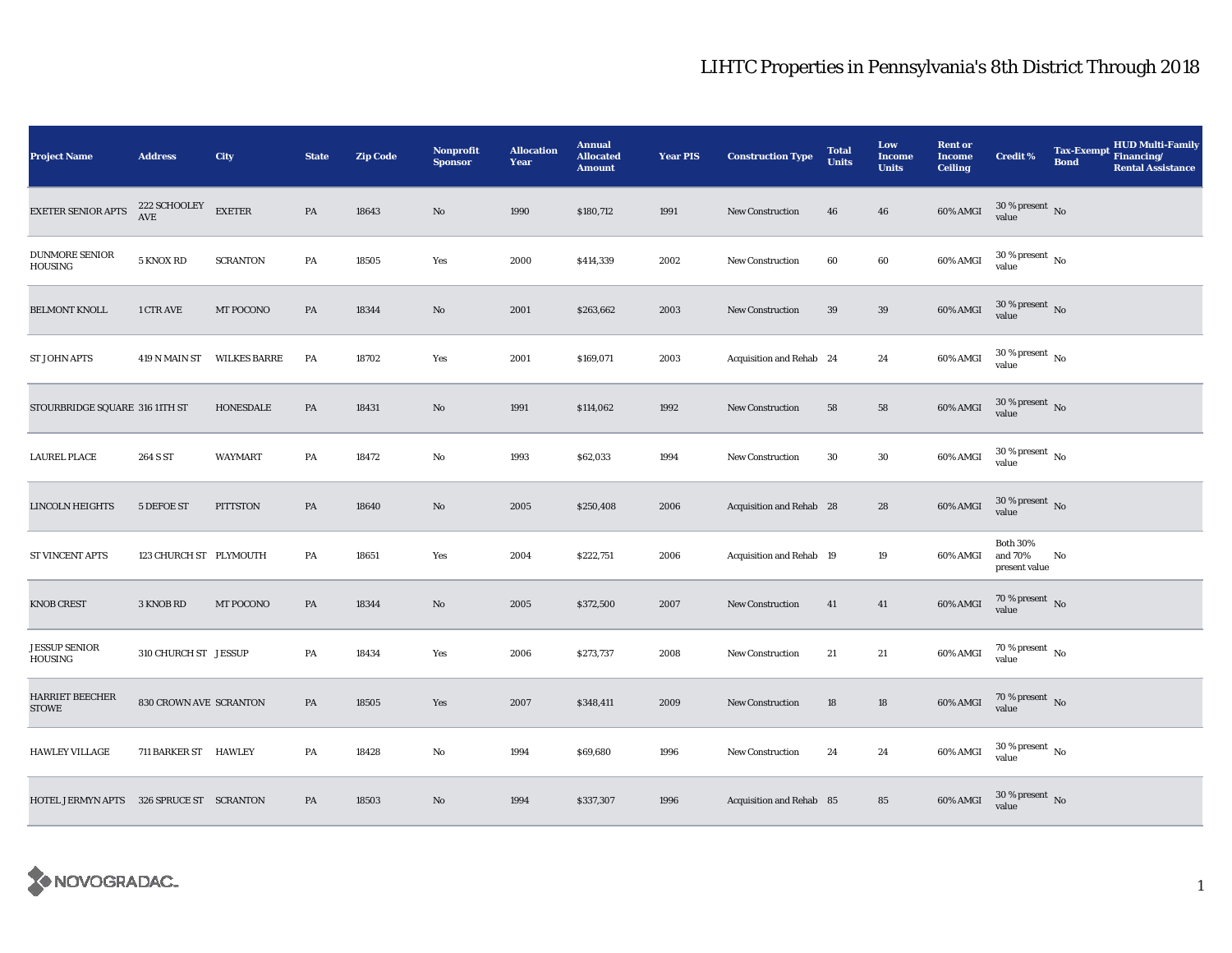# LIHTC Properties in Pennsylvania's 8th District Through 2018

| Project Name | Address | City | State | Zip Code | Nonprofit Sponsor | Allocation Year | Annual Allocated Amount | Year PIS | Construction Type | Total Units | Low Income Units | Rent or Income Ceiling | Credit % | Tax-Exempt Bond | HUD Multi-Family Financing/ Rental Assistance |
|---|---|---|---|---|---|---|---|---|---|---|---|---|---|---|---|
| EXETER SENIOR APTS | 222 SCHOOLEY AVE | EXETER | PA | 18643 | No | 1990 | $180,712 | 1991 | New Construction | 46 | 46 | 60% AMGI | 30 % present value | No | |
| DUNMORE SENIOR HOUSING | 5 KNOX RD | SCRANTON | PA | 18505 | Yes | 2000 | $414,339 | 2002 | New Construction | 60 | 60 | 60% AMGI | 30 % present value | No | |
| BELMONT KNOLL | 1 CTR AVE | MT POCONO | PA | 18344 | No | 2001 | $263,662 | 2003 | New Construction | 39 | 39 | 60% AMGI | 30 % present value | No | |
| ST JOHN APTS | 419 N MAIN ST | WILKES BARRE | PA | 18702 | Yes | 2001 | $169,071 | 2003 | Acquisition and Rehab | 24 | 24 | 60% AMGI | 30 % present value | No | |
| STOURBRIDGE SQUARE | 316 11TH ST | HONESDALE | PA | 18431 | No | 1991 | $114,062 | 1992 | New Construction | 58 | 58 | 60% AMGI | 30 % present value | No | |
| LAUREL PLACE | 264 S ST | WAYMART | PA | 18472 | No | 1993 | $62,033 | 1994 | New Construction | 30 | 30 | 60% AMGI | 30 % present value | No | |
| LINCOLN HEIGHTS | 5 DEFOE ST | PITTSTON | PA | 18640 | No | 2005 | $250,408 | 2006 | Acquisition and Rehab | 28 | 28 | 60% AMGI | 30 % present value | No | |
| ST VINCENT APTS | 123 CHURCH ST | PLYMOUTH | PA | 18651 | Yes | 2004 | $222,751 | 2006 | Acquisition and Rehab | 19 | 19 | 60% AMGI | Both 30% and 70% present value | No | |
| KNOB CREST | 3 KNOB RD | MT POCONO | PA | 18344 | No | 2005 | $372,500 | 2007 | New Construction | 41 | 41 | 60% AMGI | 70 % present value | No | |
| JESSUP SENIOR HOUSING | 310 CHURCH ST | JESSUP | PA | 18434 | Yes | 2006 | $273,737 | 2008 | New Construction | 21 | 21 | 60% AMGI | 70 % present value | No | |
| HARRIET BEECHER STOWE | 830 CROWN AVE | SCRANTON | PA | 18505 | Yes | 2007 | $348,411 | 2009 | New Construction | 18 | 18 | 60% AMGI | 70 % present value | No | |
| HAWLEY VILLAGE | 711 BARKER ST | HAWLEY | PA | 18428 | No | 1994 | $69,680 | 1996 | New Construction | 24 | 24 | 60% AMGI | 30 % present value | No | |
| HOTEL JERMYN APTS | 326 SPRUCE ST | SCRANTON | PA | 18503 | No | 1994 | $337,307 | 1996 | Acquisition and Rehab | 85 | 85 | 60% AMGI | 30 % present value | No | |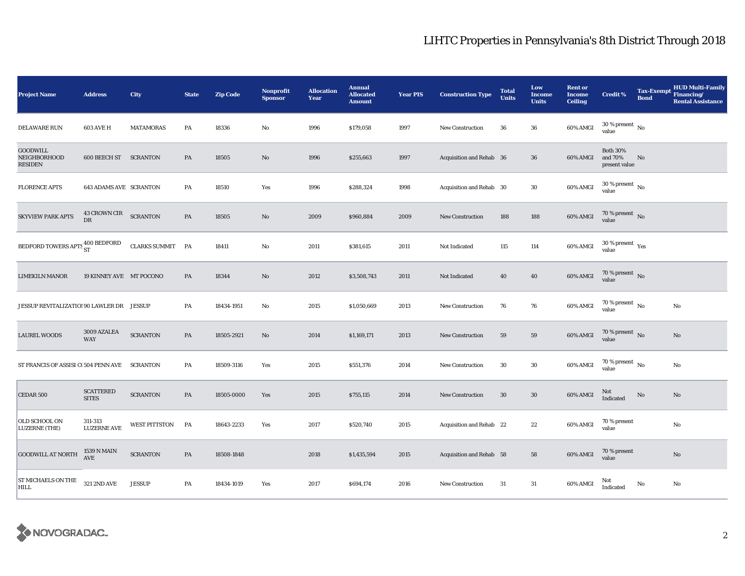# LIHTC Properties in Pennsylvania's 8th District Through 2018

| Project Name | Address | City | State | Zip Code | Nonprofit Sponsor | Allocation Year | Annual Allocated Amount | Year PIS | Construction Type | Total Units | Low Income Units | Rent or Income Ceiling | Credit % | Tax-Exempt Bond | HUD Multi-Family Financing/ Rental Assistance |
|---|---|---|---|---|---|---|---|---|---|---|---|---|---|---|---|
| DELAWARE RUN | 603 AVE H | MATAMORAS | PA | 18336 | No | 1996 | $179,058 | 1997 | New Construction | 36 | 36 | 60% AMGI | 30 % present value | No | |
| GOODWILL NEIGHBORHOOD RESIDEN | 600 BEECH ST | SCRANTON | PA | 18505 | No | 1996 | $255,663 | 1997 | Acquisition and Rehab | 36 | 36 | 60% AMGI | Both 30% and 70% present value | No | |
| FLORENCE APTS | 643 ADAMS AVE | SCRANTON | PA | 18510 | Yes | 1996 | $288,324 | 1998 | Acquisition and Rehab | 30 | 30 | 60% AMGI | 30 % present value | No | |
| SKYVIEW PARK APTS | 43 CROWN CIR DR | SCRANTON | PA | 18505 | No | 2009 | $960,884 | 2009 | New Construction | 188 | 188 | 60% AMGI | 70 % present value | No | |
| BEDFORD TOWERS APTS | 400 BEDFORD ST | CLARKS SUMMIT | PA | 18411 | No | 2011 | $381,615 | 2011 | Not Indicated | 115 | 114 | 60% AMGI | 30 % present value | Yes | |
| LIMEKILN MANOR | 19 KINNEY AVE | MT POCONO | PA | 18344 | No | 2012 | $3,508,743 | 2011 | Not Indicated | 40 | 40 | 60% AMGI | 70 % present value | No | |
| JESSUP REVITALIZATION | 90 LAWLER DR | JESSUP | PA | 18434-1951 | No | 2015 | $1,050,669 | 2013 | New Construction | 76 | 76 | 60% AMGI | 70 % present value | No | No |
| LAUREL WOODS | 3009 AZALEA WAY | SCRANTON | PA | 18505-2921 | No | 2014 | $1,169,171 | 2013 | New Construction | 59 | 59 | 60% AMGI | 70 % present value | No | No |
| ST FRANCIS OF ASSISI C | 504 PENN AVE | SCRANTON | PA | 18509-3116 | Yes | 2015 | $551,376 | 2014 | New Construction | 30 | 30 | 60% AMGI | 70 % present value | No | No |
| CEDAR 500 | SCATTERED SITES | SCRANTON | PA | 18505-0000 | Yes | 2015 | $755,115 | 2014 | New Construction | 30 | 30 | 60% AMGI | Not Indicated | No | No |
| OLD SCHOOL ON LUZERNE (THE) | 311-313 LUZERNE AVE | WEST PITTSTON | PA | 18643-2233 | Yes | 2017 | $520,740 | 2015 | Acquisition and Rehab | 22 | 22 | 60% AMGI | 70 % present value | | No |
| GOODWILL AT NORTH | 1539 N MAIN AVE | SCRANTON | PA | 18508-1848 | | 2018 | $1,435,594 | 2015 | Acquisition and Rehab | 58 | 58 | 60% AMGI | 70 % present value | | No |
| ST MICHAELS ON THE HILL | 321 2ND AVE | JESSUP | PA | 18434-1019 | Yes | 2017 | $694,174 | 2016 | New Construction | 31 | 31 | 60% AMGI | Not Indicated | No | No |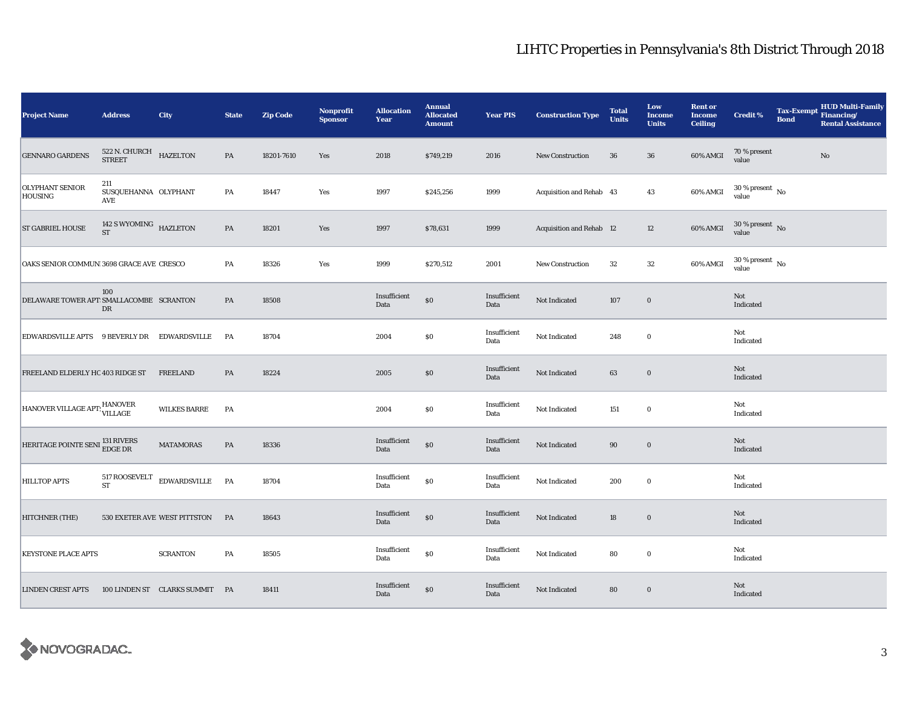# LIHTC Properties in Pennsylvania's 8th District Through 2018

| Project Name | Address | City | State | Zip Code | Nonprofit Sponsor | Allocation Year | Annual Allocated Amount | Year PIS | Construction Type | Total Units | Low Income Units | Rent or Income Ceiling | Credit % | Tax-Exempt Bond | HUD Multi-Family Financing/ Rental Assistance |
|---|---|---|---|---|---|---|---|---|---|---|---|---|---|---|---|
| GENNARO GARDENS | 522 N. CHURCH STREET | HAZELTON | PA | 18201-7610 | Yes | 2018 | $749,219 | 2016 | New Construction | 36 | 36 | 60% AMGI | 70 % present value | | No |
| OLYPHANT SENIOR HOUSING | 211 SUSQUEHANNA AVE | OLYPHANT | PA | 18447 | Yes | 1997 | $245,256 | 1999 | Acquisition and Rehab | 43 | 43 | 60% AMGI | 30 % present value | No | |
| ST GABRIEL HOUSE | 142 S WYOMING ST | HAZLETON | PA | 18201 | Yes | 1997 | $78,631 | 1999 | Acquisition and Rehab | 12 | 12 | 60% AMGI | 30 % present value | No | |
| OAKS SENIOR COMMUN | 3698 GRACE AVE | CRESCO | PA | 18326 | Yes | 1999 | $270,512 | 2001 | New Construction | 32 | 32 | 60% AMGI | 30 % present value | No | |
| DELAWARE TOWER APT | 100 SMALLACOMBE DR | SCRANTON | PA | 18508 | | Insufficient Data | $0 | Insufficient Data | Not Indicated | 107 | 0 | | Not Indicated | | |
| EDWARDSVILLE APTS | 9 BEVERLY DR | EDWARDSVILLE | PA | 18704 | | 2004 | $0 | Insufficient Data | Not Indicated | 248 | 0 | | Not Indicated | | |
| FREELAND ELDERLY HC | 403 RIDGE ST | FREELAND | PA | 18224 | | 2005 | $0 | Insufficient Data | Not Indicated | 63 | 0 | | Not Indicated | | |
| HANOVER VILLAGE APT | HANOVER VILLAGE | WILKES BARRE | PA | | | 2004 | $0 | Insufficient Data | Not Indicated | 151 | 0 | | Not Indicated | | |
| HERITAGE POINTE SENI | 131 RIVERS EDGE DR | MATAMORAS | PA | 18336 | | Insufficient Data | $0 | Insufficient Data | Not Indicated | 90 | 0 | | Not Indicated | | |
| HILLTOP APTS | 517 ROOSEVELT ST | EDWARDSVILLE | PA | 18704 | | Insufficient Data | $0 | Insufficient Data | Not Indicated | 200 | 0 | | Not Indicated | | |
| HITCHNER (THE) | 530 EXETER AVE | WEST PITTSTON | PA | 18643 | | Insufficient Data | $0 | Insufficient Data | Not Indicated | 18 | 0 | | Not Indicated | | |
| KEYSTONE PLACE APTS | | SCRANTON | PA | 18505 | | Insufficient Data | $0 | Insufficient Data | Not Indicated | 80 | 0 | | Not Indicated | | |
| LINDEN CREST APTS | 100 LINDEN ST | CLARKS SUMMIT | PA | 18411 | | Insufficient Data | $0 | Insufficient Data | Not Indicated | 80 | 0 | | Not Indicated | | |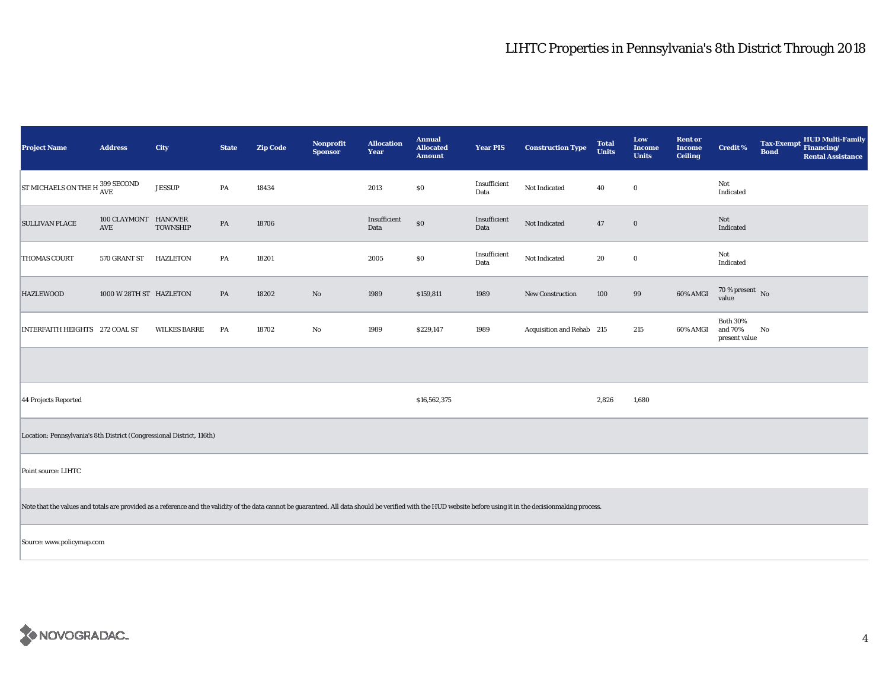| Project Name | Address | City | State | Zip Code | Nonprofit Sponsor | Allocation Year | Annual Allocated Amount | Year PIS | Construction Type | Total Units | Low Income Units | Rent or Income Ceiling | Credit % | Tax-Exempt Bond | HUD Multi-Family Financing/ Rental Assistance |
|---|---|---|---|---|---|---|---|---|---|---|---|---|---|---|---|
| ST MICHAELS ON THE H | 399 SECOND AVE | JESSUP | PA | 18434 | | 2013 | $0 | Insufficient Data | Not Indicated | 40 | 0 | | Not Indicated | | |
| SULLIVAN PLACE | 100 CLAYMONT AVE | HANOVER TOWNSHIP | PA | 18706 | | Insufficient Data | $0 | Insufficient Data | Not Indicated | 47 | 0 | | Not Indicated | | |
| THOMAS COURT | 570 GRANT ST | HAZLETON | PA | 18201 | | 2005 | $0 | Insufficient Data | Not Indicated | 20 | 0 | | Not Indicated | | |
| HAZLEWOOD | 1000 W 28TH ST | HAZLETON | PA | 18202 | No | 1989 | $159,811 | 1989 | New Construction | 100 | 99 | 60% AMGI | 70 % present value | No | |
| INTERFAITH HEIGHTS | 272 COAL ST | WILKES BARRE | PA | 18702 | No | 1989 | $229,147 | 1989 | Acquisition and Rehab | 215 | 215 | 60% AMGI | Both 30% and 70% present value | No | |
| | | | | | | | | | | | | | | | |
| 44 Projects Reported | | | | | | | $16,562,375 | | | 2,826 | 1,680 | | | | |

Location: Pennsylvania's 8th District (Congressional District, 116th)

Point source: LIHTC

Note that the values and totals are provided as a reference and the validity of the data cannot be guaranteed. All data should be verified with the HUD website before using it in the decisionmaking process.

Source: www.policymap.com